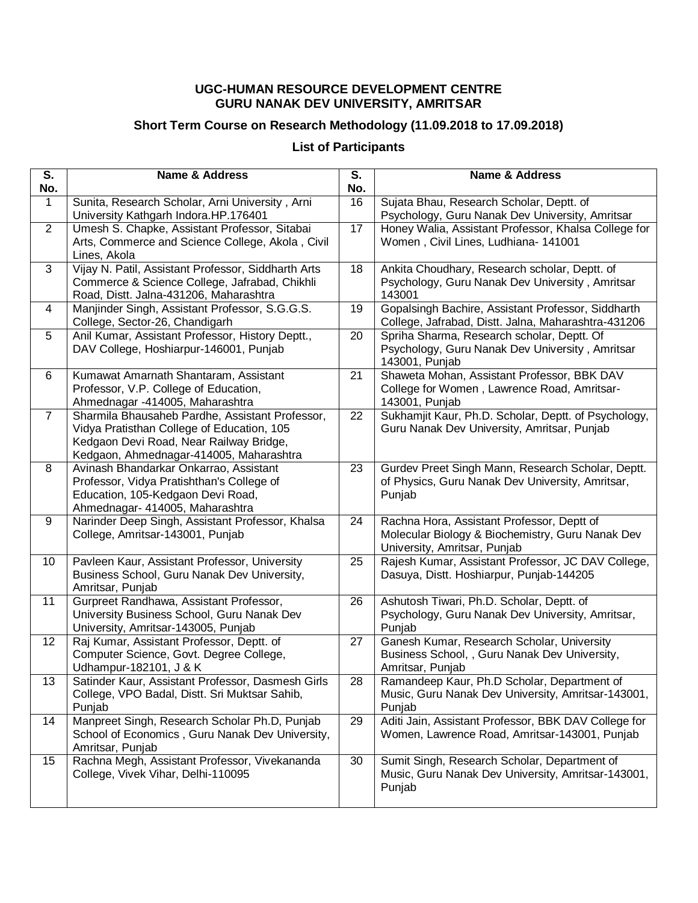**UGC-HUMAN RESOURCE DEVELOPMENT CENTRE**
**GURU NANAK DEV UNIVERSITY, AMRITSAR**

## Short Term Course on Research Methodology (11.09.2018 to 17.09.2018)

### List of Participants

| S. No. | Name & Address | S. No. | Name & Address |
|---|---|---|---|
| 1 | Sunita, Research Scholar, Arni University , Arni University Kathgarh Indora.HP.176401 | 16 | Sujata Bhau, Research Scholar, Deptt. of Psychology, Guru Nanak Dev University, Amritsar |
| 2 | Umesh S. Chapke, Assistant Professor, Sitabai Arts, Commerce and Science College, Akola , Civil Lines, Akola | 17 | Honey Walia, Assistant Professor, Khalsa College for Women , Civil Lines, Ludhiana- 141001 |
| 3 | Vijay N. Patil, Assistant Professor, Siddharth Arts Commerce & Science College, Jafrabad, Chikhli Road, Distt. Jalna-431206, Maharashtra | 18 | Ankita Choudhary, Research scholar, Deptt. of Psychology, Guru Nanak Dev University , Amritsar 143001 |
| 4 | Manjinder Singh, Assistant Professor, S.G.G.S. College, Sector-26, Chandigarh | 19 | Gopalsingh Bachire, Assistant Professor, Siddharth College, Jafrabad, Distt. Jalna, Maharashtra-431206 |
| 5 | Anil Kumar, Assistant Professor, History Deptt., DAV College, Hoshiarpur-146001, Punjab | 20 | Spriha Sharma, Research scholar, Deptt. Of Psychology, Guru Nanak Dev University , Amritsar 143001, Punjab |
| 6 | Kumawat Amarnath Shantaram, Assistant Professor, V.P. College of Education, Ahmednagar -414005, Maharashtra | 21 | Shaweta Mohan, Assistant Professor, BBK DAV College for Women , Lawrence Road, Amritsar-143001, Punjab |
| 7 | Sharmila Bhausaheb Pardhe, Assistant Professor, Vidya Pratisthan College of Education, 105 Kedgaon Devi Road, Near Railway Bridge, Kedgaon, Ahmednagar-414005, Maharashtra | 22 | Sukhamjit Kaur, Ph.D. Scholar, Deptt. of Psychology, Guru Nanak Dev University, Amritsar, Punjab |
| 8 | Avinash Bhandarkar Onkarrao, Assistant Professor, Vidya Pratishthan's College of Education, 105-Kedgaon Devi Road, Ahmednagar- 414005, Maharashtra | 23 | Gurdev Preet Singh Mann, Research Scholar, Deptt. of Physics, Guru Nanak Dev University, Amritsar, Punjab |
| 9 | Narinder Deep Singh, Assistant Professor, Khalsa College, Amritsar-143001, Punjab | 24 | Rachna Hora, Assistant Professor, Deptt of Molecular Biology & Biochemistry, Guru Nanak Dev University, Amritsar, Punjab |
| 10 | Pavleen Kaur, Assistant Professor, University Business School, Guru Nanak Dev University, Amritsar, Punjab | 25 | Rajesh Kumar, Assistant Professor, JC DAV College, Dasuya, Distt. Hoshiarpur, Punjab-144205 |
| 11 | Gurpreet Randhawa, Assistant Professor, University Business School, Guru Nanak Dev University, Amritsar-143005, Punjab | 26 | Ashutosh Tiwari, Ph.D. Scholar, Deptt. of Psychology, Guru Nanak Dev University, Amritsar, Punjab |
| 12 | Raj Kumar, Assistant Professor, Deptt. of Computer Science, Govt. Degree College, Udhampur-182101, J & K | 27 | Ganesh Kumar, Research Scholar, University Business School, , Guru Nanak Dev University, Amritsar, Punjab |
| 13 | Satinder Kaur, Assistant Professor, Dasmesh Girls College, VPO Badal, Distt. Sri Muktsar Sahib, Punjab | 28 | Ramandeep Kaur, Ph.D Scholar, Department of Music, Guru Nanak Dev University, Amritsar-143001, Punjab |
| 14 | Manpreet Singh, Research Scholar Ph.D, Punjab School of Economics , Guru Nanak Dev University, Amritsar, Punjab | 29 | Aditi Jain, Assistant Professor, BBK DAV College for Women, Lawrence Road, Amritsar-143001, Punjab |
| 15 | Rachna Megh, Assistant Professor, Vivekananda College, Vivek Vihar, Delhi-110095 | 30 | Sumit Singh, Research Scholar, Department of Music, Guru Nanak Dev University, Amritsar-143001, Punjab |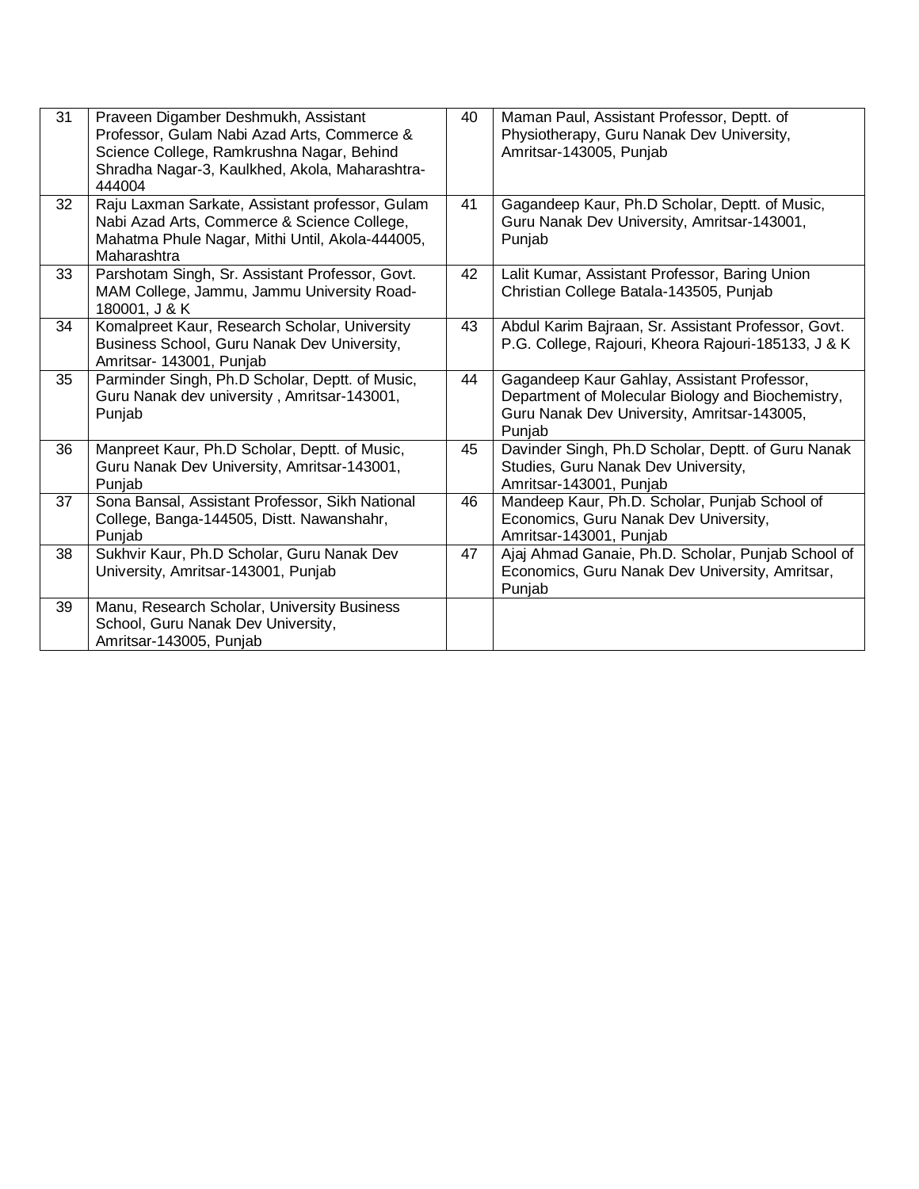| | | | |
|---|---|---|---|
| 31 | Praveen Digamber Deshmukh, Assistant Professor, Gulam Nabi Azad Arts, Commerce & Science College, Ramkrushna Nagar, Behind Shradha Nagar-3, Kaulkhed, Akola, Maharashtra-444004 | 40 | Maman Paul, Assistant Professor, Deptt. of Physiotherapy, Guru Nanak Dev University, Amritsar-143005, Punjab |
| 32 | Raju Laxman Sarkate, Assistant professor, Gulam Nabi Azad Arts, Commerce & Science College, Mahatma Phule Nagar, Mithi Until, Akola-444005, Maharashtra | 41 | Gagandeep Kaur, Ph.D Scholar, Deptt. of Music, Guru Nanak Dev University, Amritsar-143001, Punjab |
| 33 | Parshotam Singh, Sr. Assistant Professor, Govt. MAM College, Jammu, Jammu University Road-180001, J & K | 42 | Lalit Kumar, Assistant Professor, Baring Union Christian College Batala-143505, Punjab |
| 34 | Komalpreet Kaur, Research Scholar, University Business School, Guru Nanak Dev University, Amritsar- 143001, Punjab | 43 | Abdul Karim Bajraan, Sr. Assistant Professor, Govt. P.G. College, Rajouri, Kheora Rajouri-185133, J & K |
| 35 | Parminder Singh, Ph.D Scholar, Deptt. of Music, Guru Nanak dev university , Amritsar-143001, Punjab | 44 | Gagandeep Kaur Gahlay, Assistant Professor, Department of Molecular Biology and Biochemistry, Guru Nanak Dev University, Amritsar-143005, Punjab |
| 36 | Manpreet Kaur, Ph.D Scholar, Deptt. of Music, Guru Nanak Dev University, Amritsar-143001, Punjab | 45 | Davinder Singh, Ph.D Scholar, Deptt. of Guru Nanak Studies, Guru Nanak Dev University, Amritsar-143001, Punjab |
| 37 | Sona Bansal, Assistant Professor, Sikh National College, Banga-144505, Distt. Nawanshahr, Punjab | 46 | Mandeep Kaur, Ph.D. Scholar, Punjab School of Economics, Guru Nanak Dev University, Amritsar-143001, Punjab |
| 38 | Sukhvir Kaur, Ph.D Scholar, Guru Nanak Dev University, Amritsar-143001, Punjab | 47 | Ajaj Ahmad Ganaie, Ph.D. Scholar, Punjab School of Economics, Guru Nanak Dev University, Amritsar, Punjab |
| 39 | Manu, Research Scholar, University Business School, Guru Nanak Dev University, Amritsar-143005, Punjab | | |